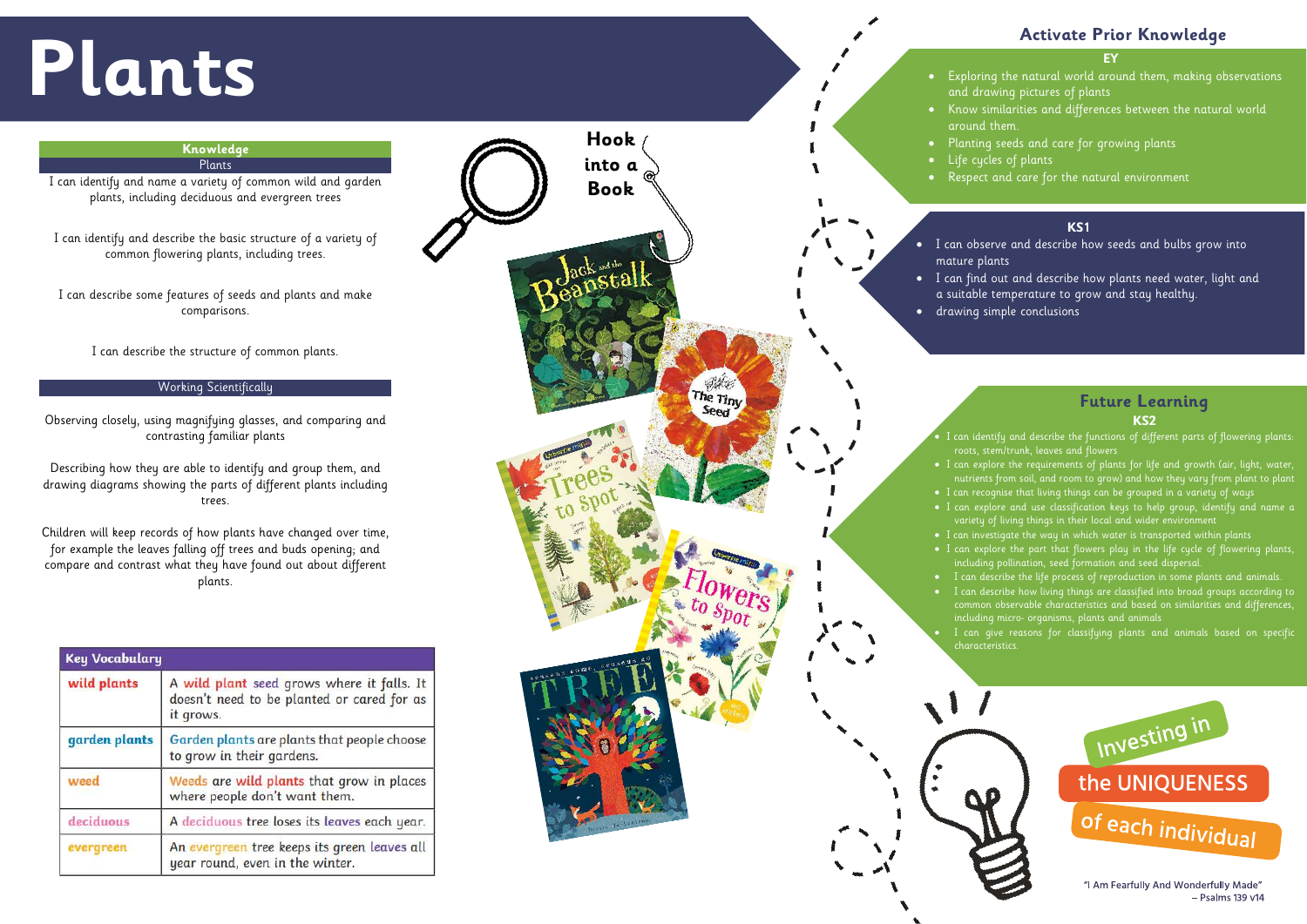# Plants

## Knowledge

### Plants

I can identify and name a variety of common wild and garden plants, including deciduous and evergreen trees

I can identify and describe the basic structure of a variety of common flowering plants, including trees.

I can describe some features of seeds and plants and make comparisons.

I can describe the structure of common plants.

### Working Scientifically

Observing closely, using magnifying glasses, and comparing and contrasting familiar plants

Describing how they are able to identify and group them, and drawing diagrams showing the parts of different plants including trees.

Children will keep records of how plants have changed over time, for example the leaves falling off trees and buds opening; and compare and contrast what they have found out about different plants.

| Key Vocabulary | |
|---|---|
| wild plants | A wild plant seed grows where it falls. It doesn't need to be planted or cared for as it grows. |
| garden plants | Garden plants are plants that people choose to grow in their gardens. |
| weed | Weeds are wild plants that grow in places where people don't want them. |
| deciduous | A deciduous tree loses its leaves each year. |
| evergreen | An evergreen tree keeps its green leaves all year round, even in the winter. |

## Hook into a Book

Jack and the Beanstalk

The Tiny Seed

Trees to Spot

Flowers to Spot

Tree

## Activate Prior Knowledge

### EY

- Exploring the natural world around them, making observations and drawing pictures of plants
- Know similarities and differences between the natural world around them.
- Planting seeds and care for growing plants
- Life cycles of plants
- Respect and care for the natural environment

### KS1

- I can observe and describe how seeds and bulbs grow into mature plants
- I can find out and describe how plants need water, light and a suitable temperature to grow and stay healthy.
- drawing simple conclusions

## Future Learning

### KS2

- I can identify and describe the functions of different parts of flowering plants: roots, stem/trunk, leaves and flowers
- I can explore the requirements of plants for life and growth (air, light, water, nutrients from soil, and room to grow) and how they vary from plant to plant
- I can recognise that living things can be grouped in a variety of ways
- I can explore and use classification keys to help group, identify and name a variety of living things in their local and wider environment
- I can investigate the way in which water is transported within plants
- I can explore the part that flowers play in the life cycle of flowering plants, including pollination, seed formation and seed dispersal.
- I can describe the life process of reproduction in some plants and animals.
- I can describe how living things are classified into broad groups according to common observable characteristics and based on similarities and differences, including micro- organisms, plants and animals
- I can give reasons for classifying plants and animals based on specific characteristics.

Investing in the UNIQUENESS of each individual

"I Am Fearfully And Wonderfully Made" – Psalms 139 v14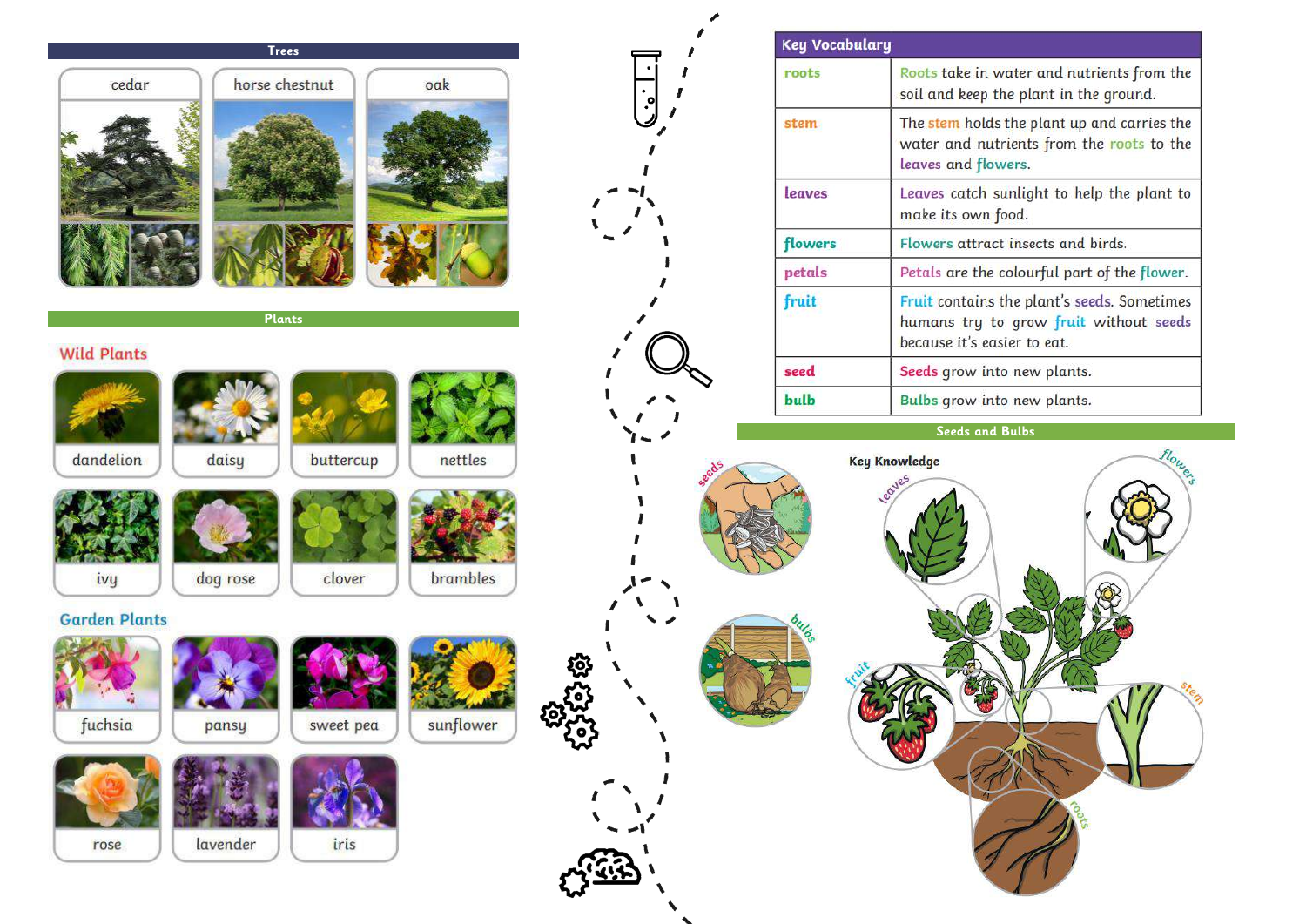## Trees

cedar

horse chestnut

oak

## Plants

### Wild Plants

dandelion

daisy

buttercup

nettles

ivy

dog rose

clover

brambles

### Garden Plants

fuchsia

pansy

sweet pea

sunflower

rose

lavender

iris

## Key Vocabulary

| | |
|---|---|
| **roots** | Roots take in water and nutrients from the soil and keep the plant in the ground. |
| **stem** | The stem holds the plant up and carries the water and nutrients from the roots to the leaves and flowers. |
| **leaves** | Leaves catch sunlight to help the plant to make its own food. |
| **flowers** | Flowers attract insects and birds. |
| **petals** | Petals are the colourful part of the flower. |
| **fruit** | Fruit contains the plant's seeds. Sometimes humans try to grow fruit without seeds because it's easier to eat. |
| **seed** | Seeds grow into new plants. |
| **bulb** | Bulbs grow into new plants. |

## Seeds and Bulbs

seeds

bulbs

### Key Knowledge

leaves

flowers

fruit

stem

roots